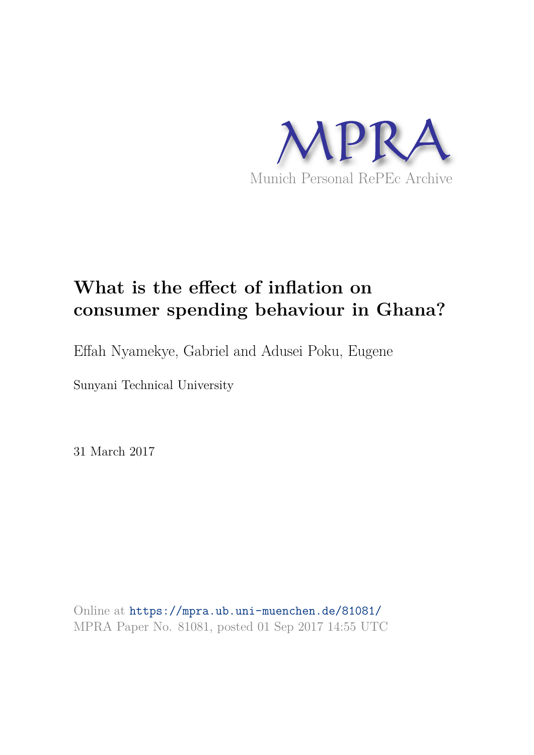MPRA

Munich Personal RePEc Archive

# What is the effect of inflation on consumer spending behaviour in Ghana?

Effah Nyamekye, Gabriel and Adusei Poku, Eugene

Sunyani Technical University

31 March 2017

Online at https://mpra.ub.uni-muenchen.de/81081/
MPRA Paper No. 81081, posted 01 Sep 2017 14:55 UTC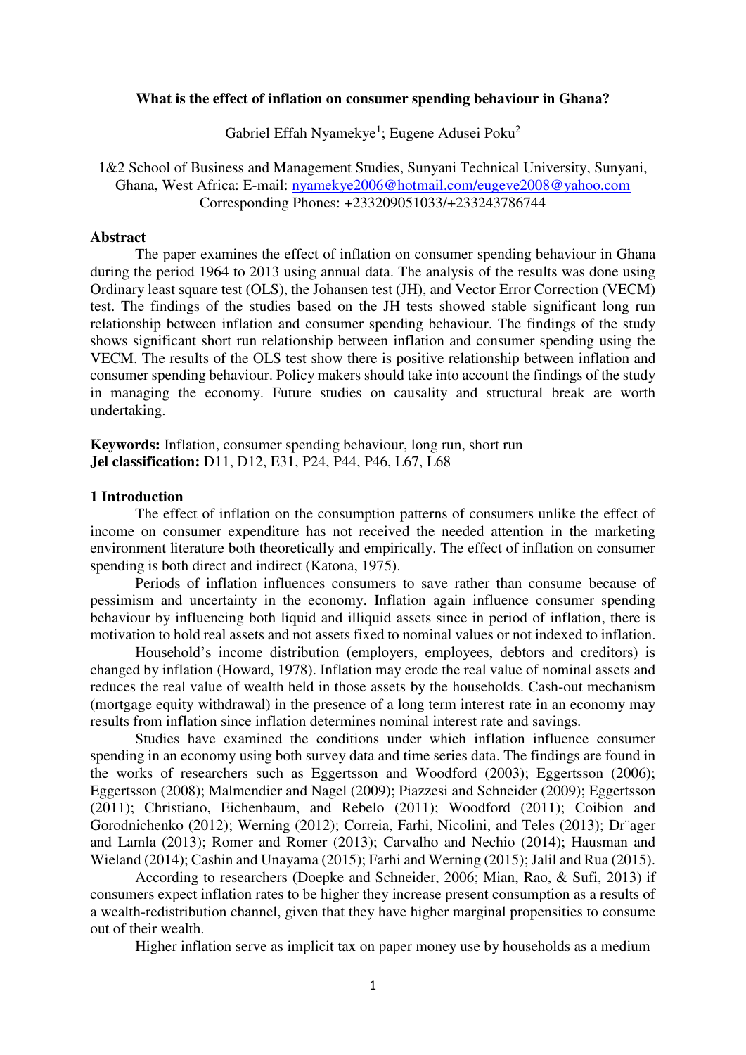**What is the effect of inflation on consumer spending behaviour in Ghana?**

Gabriel Effah Nyamekye[1]; Eugene Adusei Poku[2]

1&2 School of Business and Management Studies, Sunyani Technical University, Sunyani, Ghana, West Africa: E-mail: nyamekye2006@hotmail.com/eugeve2008@yahoo.com
Corresponding Phones: +233209051033/+233243786744

## Abstract

The paper examines the effect of inflation on consumer spending behaviour in Ghana during the period 1964 to 2013 using annual data. The analysis of the results was done using Ordinary least square test (OLS), the Johansen test (JH), and Vector Error Correction (VECM) test. The findings of the studies based on the JH tests showed stable significant long run relationship between inflation and consumer spending behaviour. The findings of the study shows significant short run relationship between inflation and consumer spending using the VECM. The results of the OLS test show there is positive relationship between inflation and consumer spending behaviour. Policy makers should take into account the findings of the study in managing the economy. Future studies on causality and structural break are worth undertaking.

**Keywords:** Inflation, consumer spending behaviour, long run, short run
**Jel classification:** D11, D12, E31, P24, P44, P46, L67, L68

## 1 Introduction

The effect of inflation on the consumption patterns of consumers unlike the effect of income on consumer expenditure has not received the needed attention in the marketing environment literature both theoretically and empirically. The effect of inflation on consumer spending is both direct and indirect (Katona, 1975).

Periods of inflation influences consumers to save rather than consume because of pessimism and uncertainty in the economy. Inflation again influence consumer spending behaviour by influencing both liquid and illiquid assets since in period of inflation, there is motivation to hold real assets and not assets fixed to nominal values or not indexed to inflation.

Household's income distribution (employers, employees, debtors and creditors) is changed by inflation (Howard, 1978). Inflation may erode the real value of nominal assets and reduces the real value of wealth held in those assets by the households. Cash-out mechanism (mortgage equity withdrawal) in the presence of a long term interest rate in an economy may results from inflation since inflation determines nominal interest rate and savings.

Studies have examined the conditions under which inflation influence consumer spending in an economy using both survey data and time series data. The findings are found in the works of researchers such as Eggertsson and Woodford (2003); Eggertsson (2006); Eggertsson (2008); Malmendier and Nagel (2009); Piazzesi and Schneider (2009); Eggertsson (2011); Christiano, Eichenbaum, and Rebelo (2011); Woodford (2011); Coibion and Gorodnichenko (2012); Werning (2012); Correia, Farhi, Nicolini, and Teles (2013); Dr¨ager and Lamla (2013); Romer and Romer (2013); Carvalho and Nechio (2014); Hausman and Wieland (2014); Cashin and Unayama (2015); Farhi and Werning (2015); Jalil and Rua (2015).

According to researchers (Doepke and Schneider, 2006; Mian, Rao, & Sufi, 2013) if consumers expect inflation rates to be higher they increase present consumption as a results of a wealth-redistribution channel, given that they have higher marginal propensities to consume out of their wealth.

Higher inflation serve as implicit tax on paper money use by households as a medium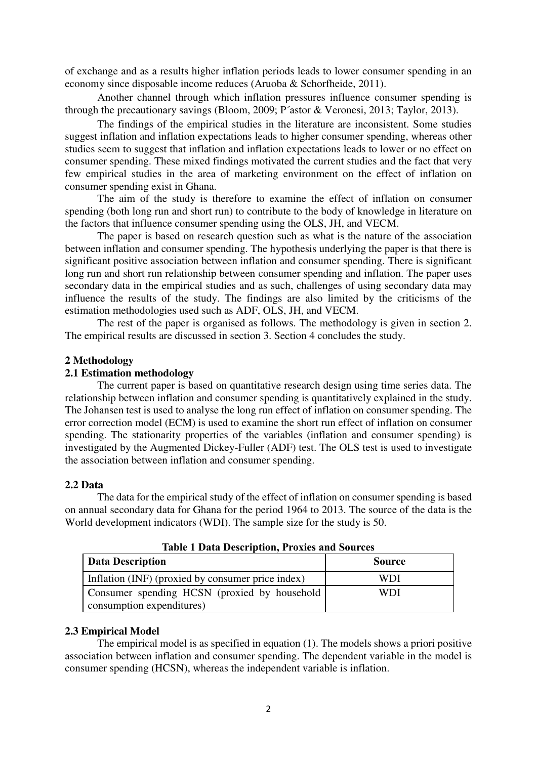of exchange and as a results higher inflation periods leads to lower consumer spending in an economy since disposable income reduces (Aruoba & Schorfheide, 2011).

Another channel through which inflation pressures influence consumer spending is through the precautionary savings (Bloom, 2009; P´astor & Veronesi, 2013; Taylor, 2013).

The findings of the empirical studies in the literature are inconsistent. Some studies suggest inflation and inflation expectations leads to higher consumer spending, whereas other studies seem to suggest that inflation and inflation expectations leads to lower or no effect on consumer spending. These mixed findings motivated the current studies and the fact that very few empirical studies in the area of marketing environment on the effect of inflation on consumer spending exist in Ghana.

The aim of the study is therefore to examine the effect of inflation on consumer spending (both long run and short run) to contribute to the body of knowledge in literature on the factors that influence consumer spending using the OLS, JH, and VECM.

The paper is based on research question such as what is the nature of the association between inflation and consumer spending. The hypothesis underlying the paper is that there is significant positive association between inflation and consumer spending. There is significant long run and short run relationship between consumer spending and inflation. The paper uses secondary data in the empirical studies and as such, challenges of using secondary data may influence the results of the study. The findings are also limited by the criticisms of the estimation methodologies used such as ADF, OLS, JH, and VECM.

The rest of the paper is organised as follows. The methodology is given in section 2. The empirical results are discussed in section 3. Section 4 concludes the study.

## 2 Methodology

### 2.1 Estimation methodology

The current paper is based on quantitative research design using time series data. The relationship between inflation and consumer spending is quantitatively explained in the study. The Johansen test is used to analyse the long run effect of inflation on consumer spending. The error correction model (ECM) is used to examine the short run effect of inflation on consumer spending. The stationarity properties of the variables (inflation and consumer spending) is investigated by the Augmented Dickey-Fuller (ADF) test. The OLS test is used to investigate the association between inflation and consumer spending.

### 2.2 Data

The data for the empirical study of the effect of inflation on consumer spending is based on annual secondary data for Ghana for the period 1964 to 2013. The source of the data is the World development indicators (WDI). The sample size for the study is 50.

**Table 1 Data Description, Proxies and Sources**

| Data Description | Source |
|---|---|
| Inflation (INF) (proxied by consumer price index) | WDI |
| Consumer spending HCSN (proxied by household consumption expenditures) | WDI |

### 2.3 Empirical Model

The empirical model is as specified in equation (1). The models shows a priori positive association between inflation and consumer spending. The dependent variable in the model is consumer spending (HCSN), whereas the independent variable is inflation.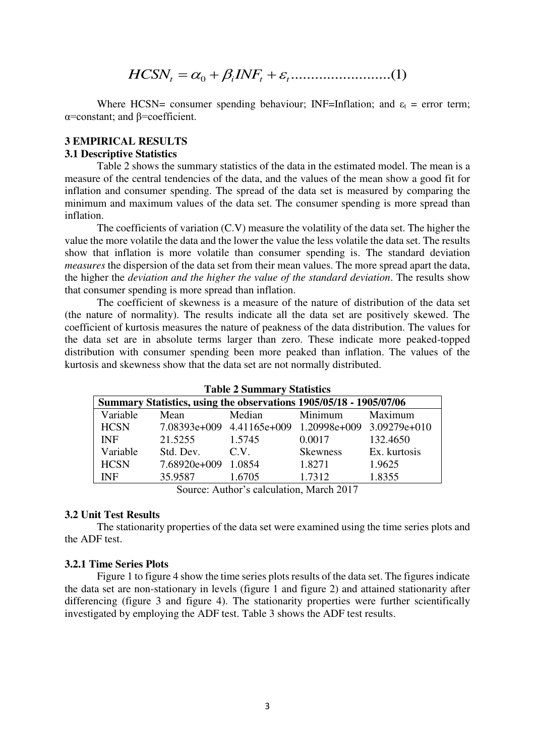$$HCSN_t = \alpha_0 + \beta_t INF_t + \varepsilon_t \text{..........................}(1)$$

Where HCSN= consumer spending behaviour; INF=Inflation; and $\varepsilon_t$ = error term; $\alpha$=constant; and $\beta$=coefficient.

## 3 EMPIRICAL RESULTS

### 3.1 Descriptive Statistics

Table 2 shows the summary statistics of the data in the estimated model. The mean is a measure of the central tendencies of the data, and the values of the mean show a good fit for inflation and consumer spending. The spread of the data set is measured by comparing the minimum and maximum values of the data set. The consumer spending is more spread than inflation.

The coefficients of variation (C.V) measure the volatility of the data set. The higher the value the more volatile the data and the lower the value the less volatile the data set. The results show that inflation is more volatile than consumer spending is. The standard deviation *measures* the dispersion of the data set from their mean values. The more spread apart the data, the higher the *deviation and the higher the value of the standard deviation*. The results show that consumer spending is more spread than inflation.

The coefficient of skewness is a measure of the nature of distribution of the data set (the nature of normality). The results indicate all the data set are positively skewed. The coefficient of kurtosis measures the nature of peakness of the data distribution. The values for the data set are in absolute terms larger than zero. These indicate more peaked-topped distribution with consumer spending been more peaked than inflation. The values of the kurtosis and skewness show that the data set are not normally distributed.

**Table 2 Summary Statistics**

| Summary Statistics, using the observations 1905/05/18 - 1905/07/06 | | | | |
|---|---|---|---|---|
| Variable | Mean | Median | Minimum | Maximum |
| HCSN | 7.08393e+009 | 4.41165e+009 | 1.20998e+009 | 3.09279e+010 |
| INF | 21.5255 | 1.5745 | 0.0017 | 132.4650 |
| Variable | Std. Dev. | C.V. | Skewness | Ex. kurtosis |
| HCSN | 7.68920e+009 | 1.0854 | 1.8271 | 1.9625 |
| INF | 35.9587 | 1.6705 | 1.7312 | 1.8355 |

Source: Author's calculation, March 2017

### 3.2 Unit Test Results

The stationarity properties of the data set were examined using the time series plots and the ADF test.

#### 3.2.1 Time Series Plots

Figure 1 to figure 4 show the time series plots results of the data set. The figures indicate the data set are non-stationary in levels (figure 1 and figure 2) and attained stationarity after differencing (figure 3 and figure 4). The stationarity properties were further scientifically investigated by employing the ADF test. Table 3 shows the ADF test results.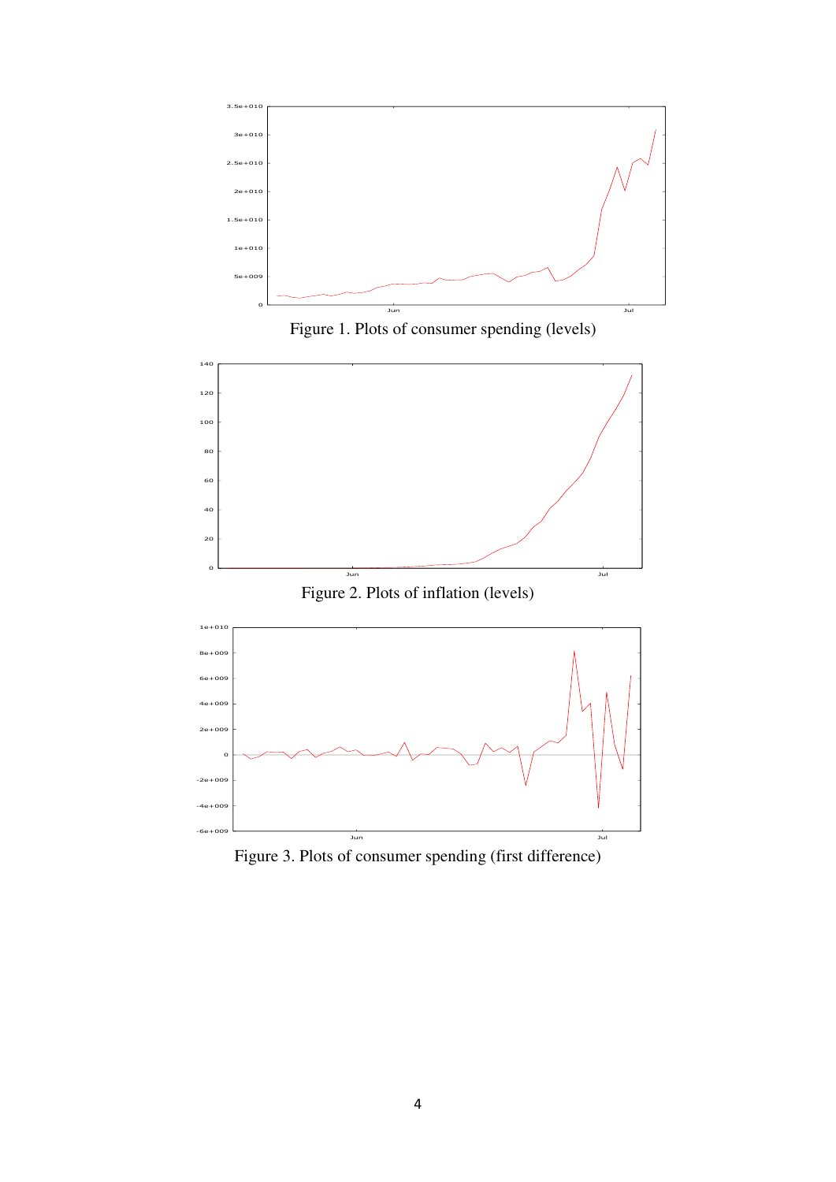Figure 1. Plots of consumer spending (levels)

Figure 2. Plots of inflation (levels)

Figure 3. Plots of consumer spending (first difference)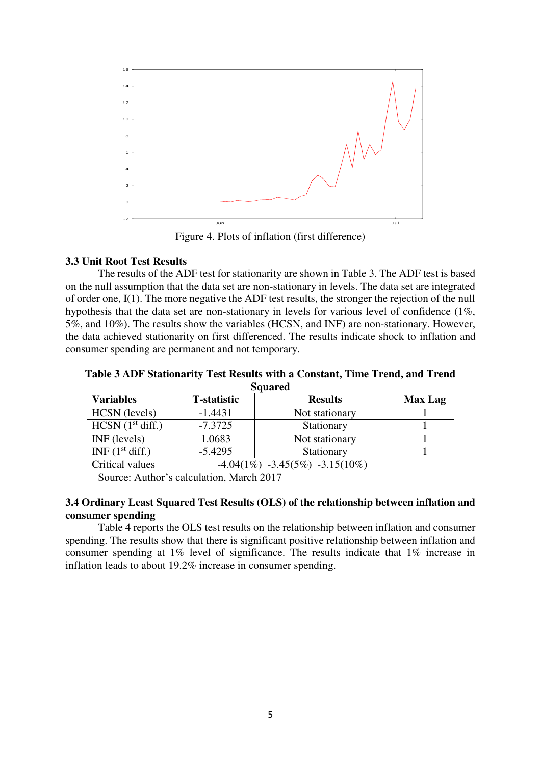Figure 4. Plots of inflation (first difference)

### 3.3 Unit Root Test Results

The results of the ADF test for stationarity are shown in Table 3. The ADF test is based on the null assumption that the data set are non-stationary in levels. The data set are integrated of order one, I(1). The more negative the ADF test results, the stronger the rejection of the null hypothesis that the data set are non-stationary in levels for various level of confidence (1%, 5%, and 10%). The results show the variables (HCSN, and INF) are non-stationary. However, the data achieved stationarity on first differenced. The results indicate shock to inflation and consumer spending are permanent and not temporary.

**Table 3 ADF Stationarity Test Results with a Constant, Time Trend, and Trend Squared**

| Variables | T-statistic | Results | Max Lag |
|---|---|---|---|
| HCSN (levels) | -1.4431 | Not stationary | 1 |
| HCSN (1st diff.) | -7.3725 | Stationary | 1 |
| INF (levels) | 1.0683 | Not stationary | 1 |
| INF (1st diff.) | -5.4295 | Stationary | 1 |
| Critical values | -4.04(1%) -3.45(5%) -3.15(10%) | | |

Source: Author's calculation, March 2017

### 3.4 Ordinary Least Squared Test Results (OLS) of the relationship between inflation and consumer spending

Table 4 reports the OLS test results on the relationship between inflation and consumer spending. The results show that there is significant positive relationship between inflation and consumer spending at 1% level of significance. The results indicate that 1% increase in inflation leads to about 19.2% increase in consumer spending.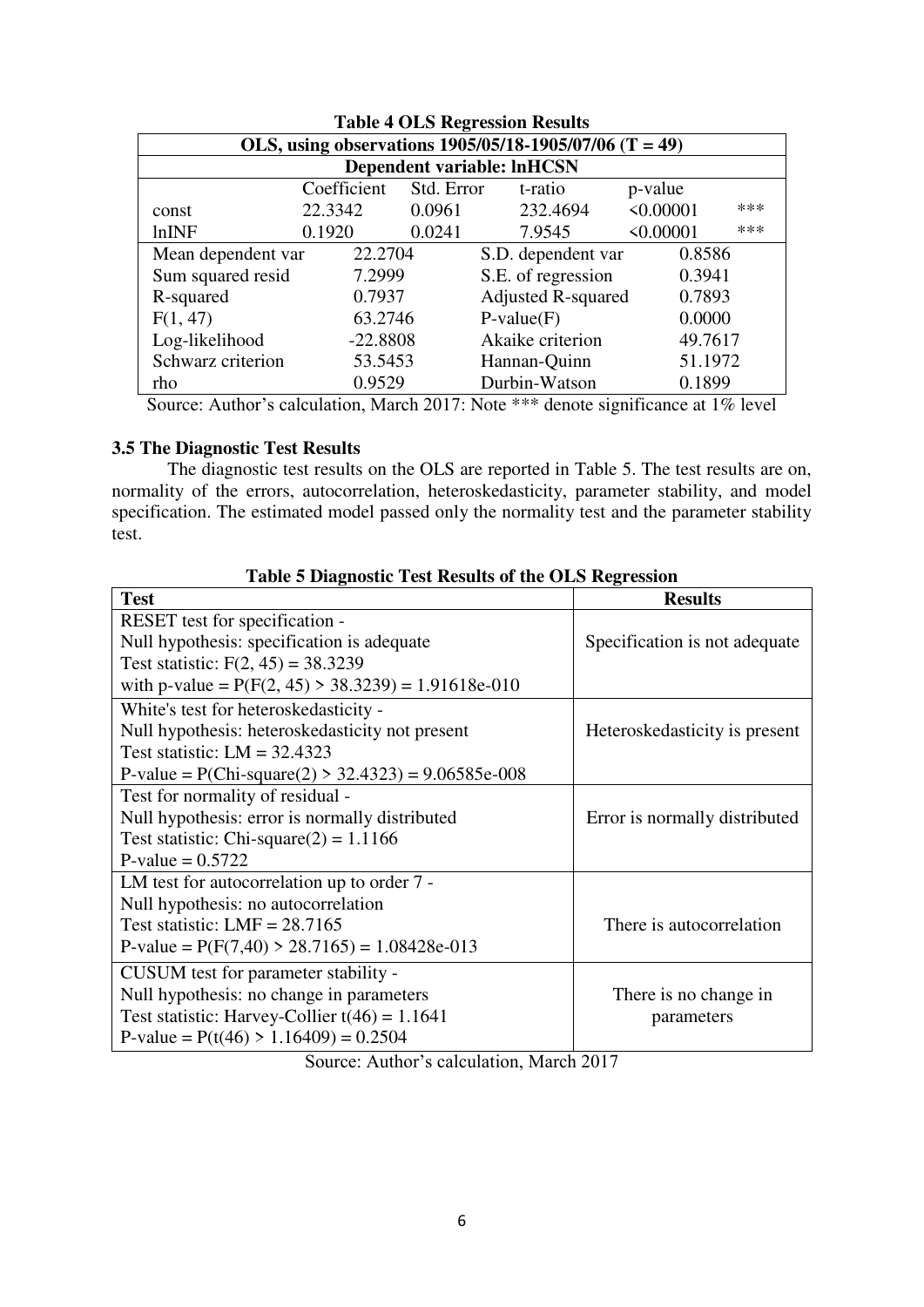**Table 4 OLS Regression Results**

| OLS, using observations 1905/05/18-1905/07/06 (T = 49) | | | | | |
|---|---|---|---|---|---|
| **Dependent variable: lnHCSN** | | | | | |
| | Coefficient | Std. Error | t-ratio | p-value | |
| const | 22.3342 | 0.0961 | 232.4694 | <0.00001 | *** |
| lnINF | 0.1920 | 0.0241 | 7.9545 | <0.00001 | *** |
| Mean dependent var | 22.2704 | | S.D. dependent var | 0.8586 | |
| Sum squared resid | 7.2999 | | S.E. of regression | 0.3941 | |
| R-squared | 0.7937 | | Adjusted R-squared | 0.7893 | |
| F(1, 47) | 63.2746 | | P-value(F) | 0.0000 | |
| Log-likelihood | -22.8808 | | Akaike criterion | 49.7617 | |
| Schwarz criterion | 53.5453 | | Hannan-Quinn | 51.1972 | |
| rho | 0.9529 | | Durbin-Watson | 0.1899 | |

Source: Author's calculation, March 2017: Note *** denote significance at 1% level

### 3.5 The Diagnostic Test Results

The diagnostic test results on the OLS are reported in Table 5. The test results are on, normality of the errors, autocorrelation, heteroskedasticity, parameter stability, and model specification. The estimated model passed only the normality test and the parameter stability test.

**Table 5 Diagnostic Test Results of the OLS Regression**

| Test | Results |
|---|---|
| RESET test for specification - <br> Null hypothesis: specification is adequate <br> Test statistic: F(2, 45) = 38.3239 <br> with p-value = P(F(2, 45) > 38.3239) = 1.91618e-010 | Specification is not adequate |
| White's test for heteroskedasticity - <br> Null hypothesis: heteroskedasticity not present <br> Test statistic: LM = 32.4323 <br> P-value = P(Chi-square(2) > 32.4323) = 9.06585e-008 | Heteroskedasticity is present |
| Test for normality of residual - <br> Null hypothesis: error is normally distributed <br> Test statistic: Chi-square(2) = 1.1166 <br> P-value = 0.5722 | Error is normally distributed |
| LM test for autocorrelation up to order 7 - <br> Null hypothesis: no autocorrelation <br> Test statistic: LMF = 28.7165 <br> P-value = P(F(7,40) > 28.7165) = 1.08428e-013 | There is autocorrelation |
| CUSUM test for parameter stability - <br> Null hypothesis: no change in parameters <br> Test statistic: Harvey-Collier t(46) = 1.1641 <br> P-value = P(t(46) > 1.16409) = 0.2504 | There is no change in parameters |

Source: Author's calculation, March 2017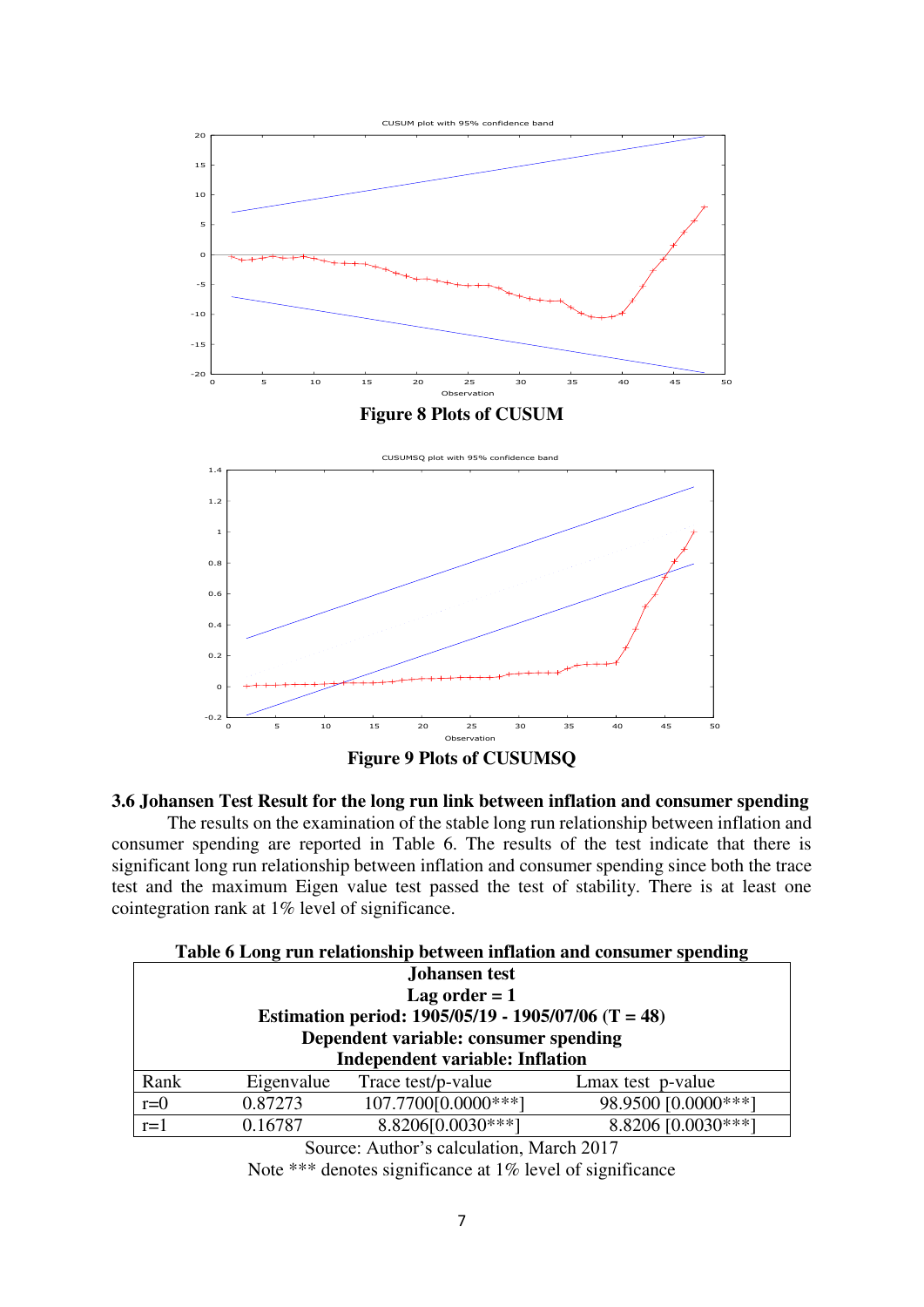**Figure 8 Plots of CUSUM**

**Figure 9 Plots of CUSUMSQ**

### 3.6 Johansen Test Result for the long run link between inflation and consumer spending

The results on the examination of the stable long run relationship between inflation and consumer spending are reported in Table 6. The results of the test indicate that there is significant long run relationship between inflation and consumer spending since both the trace test and the maximum Eigen value test passed the test of stability. There is at least one cointegration rank at 1% level of significance.

**Table 6 Long run relationship between inflation and consumer spending**

| **Johansen test**<br>**Lag order = 1**<br>**Estimation period: 1905/05/19 - 1905/07/06 (T = 48)**<br>**Dependent variable: consumer spending**<br>**Independent variable: Inflation** | | | |
|---|---|---|---|
| Rank | Eigenvalue | Trace test/p-value | Lmax test p-value |
| r=0 | 0.87273 | 107.7700[0.0000***] | 98.9500 [0.0000***] |
| r=1 | 0.16787 | 8.8206[0.0030***] | 8.8206 [0.0030***] |

Source: Author's calculation, March 2017

Note *** denotes significance at 1% level of significance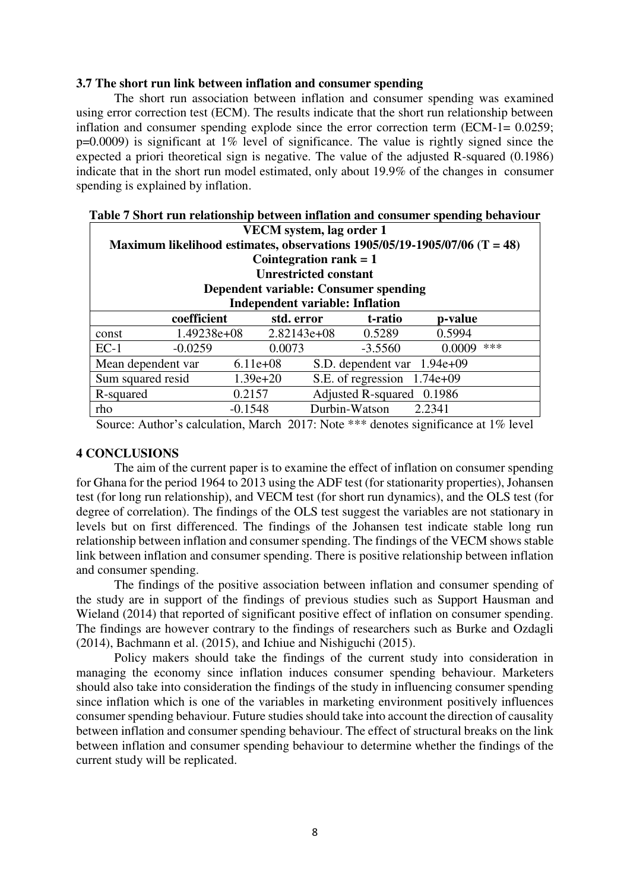### 3.7 The short run link between inflation and consumer spending

The short run association between inflation and consumer spending was examined using error correction test (ECM). The results indicate that the short run relationship between inflation and consumer spending explode since the error correction term (ECM-1= 0.0259; p=0.0009) is significant at 1% level of significance. The value is rightly signed since the expected a priori theoretical sign is negative. The value of the adjusted R-squared (0.1986) indicate that in the short run model estimated, only about 19.9% of the changes in consumer spending is explained by inflation.

**Table 7 Short run relationship between inflation and consumer spending behaviour**

| **VECM system, lag order 1**<br>**Maximum likelihood estimates, observations 1905/05/19-1905/07/06 (T = 48)**<br>**Cointegration rank = 1**<br>**Unrestricted constant**<br>**Dependent variable: Consumer spending**<br>**Independent variable: Inflation** | | | | |
|---|---|---|---|---|
| | **coefficient** | **std. error** | **t-ratio** | **p-value** |
| const | 1.49238e+08 | 2.82143e+08 | 0.5289 | 0.5994 |
| EC-1 | -0.0259 | 0.0073 | -3.5560 | 0.0009 *** |
| Mean dependent var | 6.11e+08 | S.D. dependent var | 1.94e+09 | |
| Sum squared resid | 1.39e+20 | S.E. of regression | 1.74e+09 | |
| R-squared | 0.2157 | Adjusted R-squared | 0.1986 | |
| rho | -0.1548 | Durbin-Watson | 2.2341 | |

Source: Author's calculation, March 2017: Note *** denotes significance at 1% level

## 4 CONCLUSIONS

The aim of the current paper is to examine the effect of inflation on consumer spending for Ghana for the period 1964 to 2013 using the ADF test (for stationarity properties), Johansen test (for long run relationship), and VECM test (for short run dynamics), and the OLS test (for degree of correlation). The findings of the OLS test suggest the variables are not stationary in levels but on first differenced. The findings of the Johansen test indicate stable long run relationship between inflation and consumer spending. The findings of the VECM shows stable link between inflation and consumer spending. There is positive relationship between inflation and consumer spending.

The findings of the positive association between inflation and consumer spending of the study are in support of the findings of previous studies such as Support Hausman and Wieland (2014) that reported of significant positive effect of inflation on consumer spending. The findings are however contrary to the findings of researchers such as Burke and Ozdagli (2014), Bachmann et al. (2015), and Ichiue and Nishiguchi (2015).

Policy makers should take the findings of the current study into consideration in managing the economy since inflation induces consumer spending behaviour. Marketers should also take into consideration the findings of the study in influencing consumer spending since inflation which is one of the variables in marketing environment positively influences consumer spending behaviour. Future studies should take into account the direction of causality between inflation and consumer spending behaviour. The effect of structural breaks on the link between inflation and consumer spending behaviour to determine whether the findings of the current study will be replicated.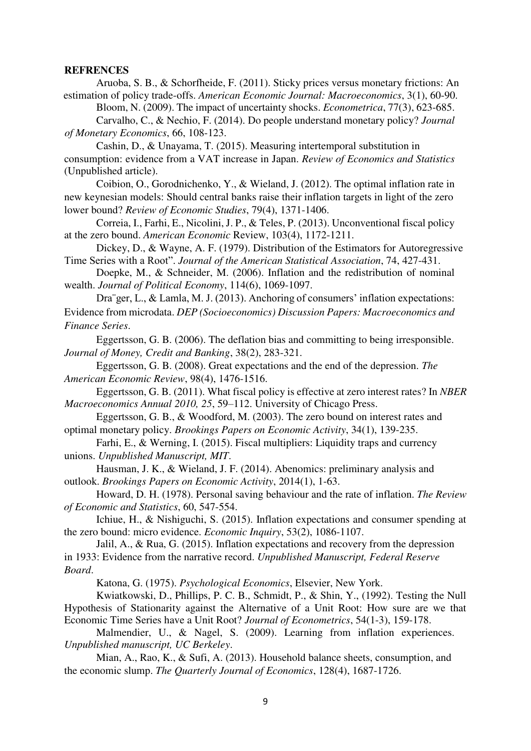**REFRENCES**

Aruoba, S. B., & Schorfheide, F. (2011). Sticky prices versus monetary frictions: An estimation of policy trade-offs. *American Economic Journal: Macroeconomics*, 3(1), 60-90.

Bloom, N. (2009). The impact of uncertainty shocks. *Econometrica*, 77(3), 623-685.

Carvalho, C., & Nechio, F. (2014). Do people understand monetary policy? *Journal of Monetary Economics*, 66, 108-123.

Cashin, D., & Unayama, T. (2015). Measuring intertemporal substitution in consumption: evidence from a VAT increase in Japan. *Review of Economics and Statistics* (Unpublished article).

Coibion, O., Gorodnichenko, Y., & Wieland, J. (2012). The optimal inflation rate in new keynesian models: Should central banks raise their inflation targets in light of the zero lower bound? *Review of Economic Studies*, 79(4), 1371-1406.

Correia, I., Farhi, E., Nicolini, J. P., & Teles, P. (2013). Unconventional fiscal policy at the zero bound. *American Economic* Review, 103(4), 1172-1211.

Dickey, D., & Wayne, A. F. (1979). Distribution of the Estimators for Autoregressive Time Series with a Root". *Journal of the American Statistical Association*, 74, 427-431.

Doepke, M., & Schneider, M. (2006). Inflation and the redistribution of nominal wealth. *Journal of Political Economy*, 114(6), 1069-1097.

Dra¨ger, L., & Lamla, M. J. (2013). Anchoring of consumers' inflation expectations: Evidence from microdata. *DEP (Socioeconomics) Discussion Papers: Macroeconomics and Finance Series*.

Eggertsson, G. B. (2006). The deflation bias and committing to being irresponsible. *Journal of Money, Credit and Banking*, 38(2), 283-321.

Eggertsson, G. B. (2008). Great expectations and the end of the depression. *The American Economic Review*, 98(4), 1476-1516.

Eggertsson, G. B. (2011). What fiscal policy is effective at zero interest rates? In *NBER Macroeconomics Annual 2010, 25*, 59–112. University of Chicago Press.

Eggertsson, G. B., & Woodford, M. (2003). The zero bound on interest rates and optimal monetary policy. *Brookings Papers on Economic Activity*, 34(1), 139-235.

Farhi, E., & Werning, I. (2015). Fiscal multipliers: Liquidity traps and currency unions. *Unpublished Manuscript, MIT*.

Hausman, J. K., & Wieland, J. F. (2014). Abenomics: preliminary analysis and outlook. *Brookings Papers on Economic Activity*, 2014(1), 1-63.

Howard, D. H. (1978). Personal saving behaviour and the rate of inflation. *The Review of Economic and Statistics*, 60, 547-554.

Ichiue, H., & Nishiguchi, S. (2015). Inflation expectations and consumer spending at the zero bound: micro evidence. *Economic Inquiry*, 53(2), 1086-1107.

Jalil, A., & Rua, G. (2015). Inflation expectations and recovery from the depression in 1933: Evidence from the narrative record. *Unpublished Manuscript, Federal Reserve Board*.

Katona, G. (1975). *Psychological Economics*, Elsevier, New York.

Kwiatkowski, D., Phillips, P. C. B., Schmidt, P., & Shin, Y., (1992). Testing the Null Hypothesis of Stationarity against the Alternative of a Unit Root: How sure are we that Economic Time Series have a Unit Root? *Journal of Econometrics*, 54(1-3), 159-178.

Malmendier, U., & Nagel, S. (2009). Learning from inflation experiences. *Unpublished manuscript, UC Berkeley*.

Mian, A., Rao, K., & Sufi, A. (2013). Household balance sheets, consumption, and the economic slump. *The Quarterly Journal of Economics*, 128(4), 1687-1726.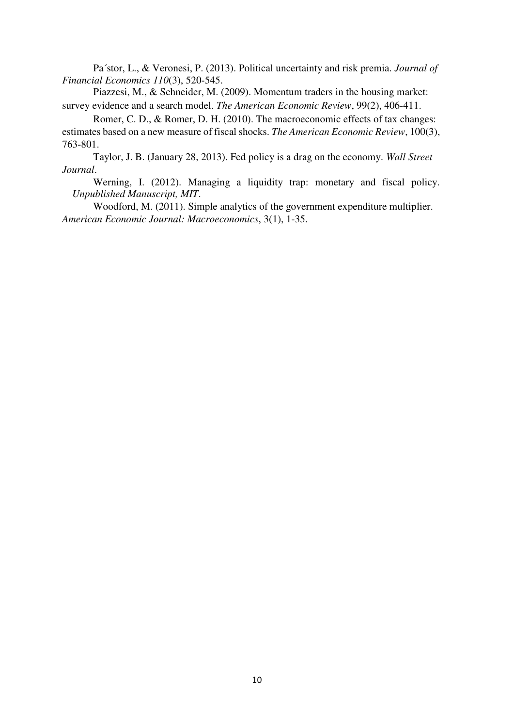Pa´stor, L., & Veronesi, P. (2013). Political uncertainty and risk premia. *Journal of Financial Economics 110*(3), 520-545.

Piazzesi, M., & Schneider, M. (2009). Momentum traders in the housing market: survey evidence and a search model. *The American Economic Review*, 99(2), 406-411.

Romer, C. D., & Romer, D. H. (2010). The macroeconomic effects of tax changes: estimates based on a new measure of fiscal shocks. *The American Economic Review*, 100(3), 763-801.

Taylor, J. B. (January 28, 2013). Fed policy is a drag on the economy. *Wall Street Journal*.

Werning, I. (2012). Managing a liquidity trap: monetary and fiscal policy. *Unpublished Manuscript, MIT*.

Woodford, M. (2011). Simple analytics of the government expenditure multiplier. *American Economic Journal: Macroeconomics*, 3(1), 1-35.